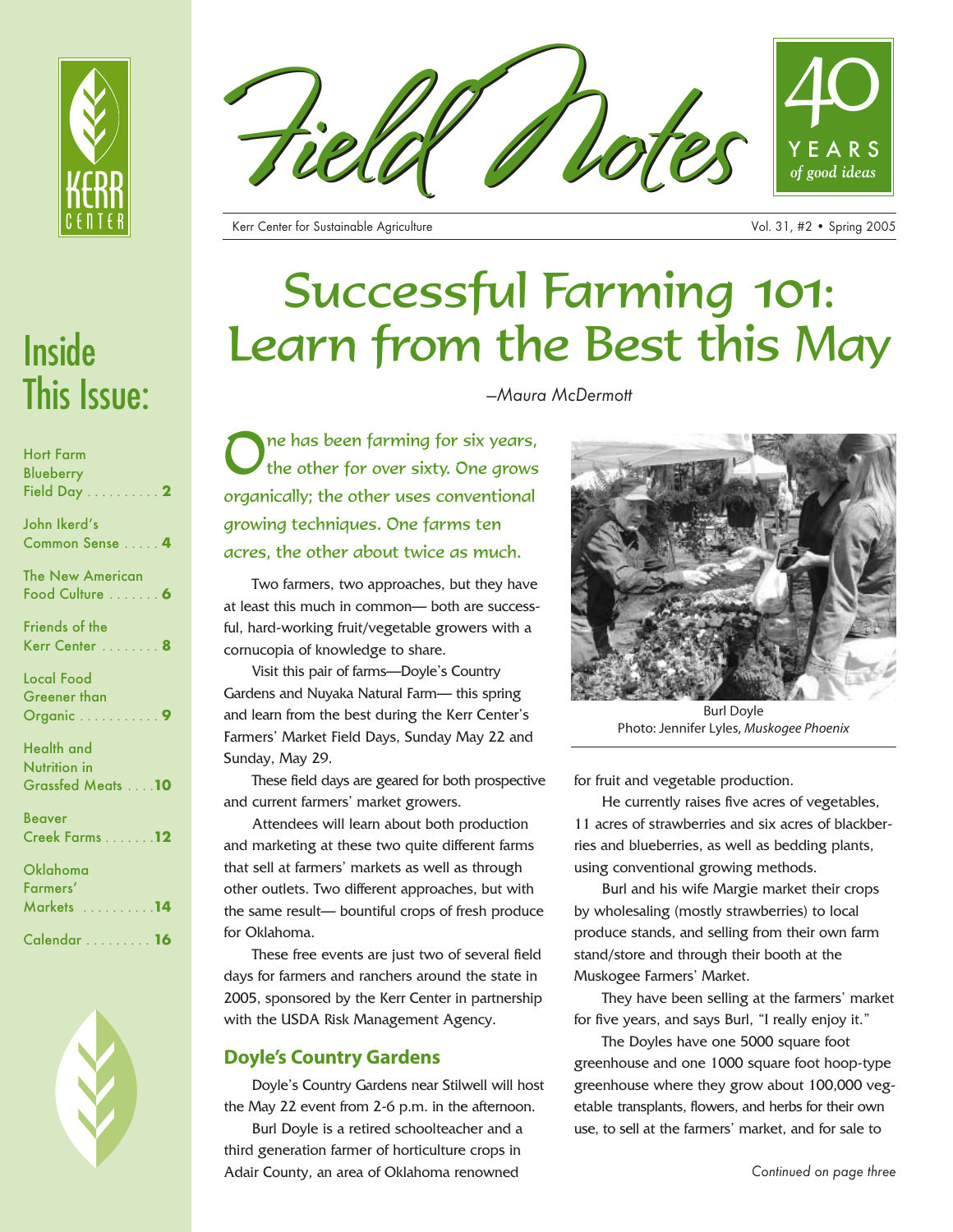# Field Notes

**40 YEARS *of good ideas***

Kerr Center for Sustainable Agriculture

## Inside This Issue:

- Hort Farm Blueberry Field Day . . . . . . . . . . 2
- John Ikerd's Common Sense . . . . . 4
- The New American Food Culture . . . . . . . 6
- Friends of the Kerr Center . . . . . . . . 8
- Local Food Greener than Organic . . . . . . . . . . . 9
- Health and Nutrition in Grassfed Meats . . . . 10
- Beaver Creek Farms . . . . . . . 12
- Oklahoma Farmers' Markets . . . . . . . . . . 14
- Calendar . . . . . . . . . 16

# Successful Farming 101: Learn from the Best this May

*–Maura McDermott*

One has been farming for six years, the other for over sixty. One grows organically; the other uses conventional growing techniques. One farms ten acres, the other about twice as much.

Two farmers, two approaches, but they have at least this much in common— both are successful, hard-working fruit/vegetable growers with a cornucopia of knowledge to share.

Visit this pair of farms—Doyle's Country Gardens and Nuyaka Natural Farm— this spring and learn from the best during the Kerr Center's Farmers' Market Field Days, Sunday May 22 and Sunday, May 29.

These field days are geared for both prospective and current farmers' market growers.

Attendees will learn about both production and marketing at these two quite different farms that sell at farmers' markets as well as through other outlets. Two different approaches, but with the same result— bountiful crops of fresh produce for Oklahoma.

These free events are just two of several field days for farmers and ranchers around the state in 2005, sponsored by the Kerr Center in partnership with the USDA Risk Management Agency.

### Doyle's Country Gardens

Doyle's Country Gardens near Stilwell will host the May 22 event from 2-6 p.m. in the afternoon.

Burl Doyle is a retired schoolteacher and a third generation farmer of horticulture crops in Adair County, an area of Oklahoma renowned for fruit and vegetable production.

Burl Doyle
Photo: Jennifer Lyles, *Muskogee Phoenix*

He currently raises five acres of vegetables, 11 acres of strawberries and six acres of blackberries and blueberries, as well as bedding plants, using conventional growing methods.

Burl and his wife Margie market their crops by wholesaling (mostly strawberries) to local produce stands, and selling from their own farm stand/store and through their booth at the Muskogee Farmers' Market.

They have been selling at the farmers' market for five years, and says Burl, "I really enjoy it."

The Doyles have one 5000 square foot greenhouse and one 1000 square foot hoop-type greenhouse where they grow about 100,000 vegetable transplants, flowers, and herbs for their own use, to sell at the farmers' market, and for sale to

*Continued on page three*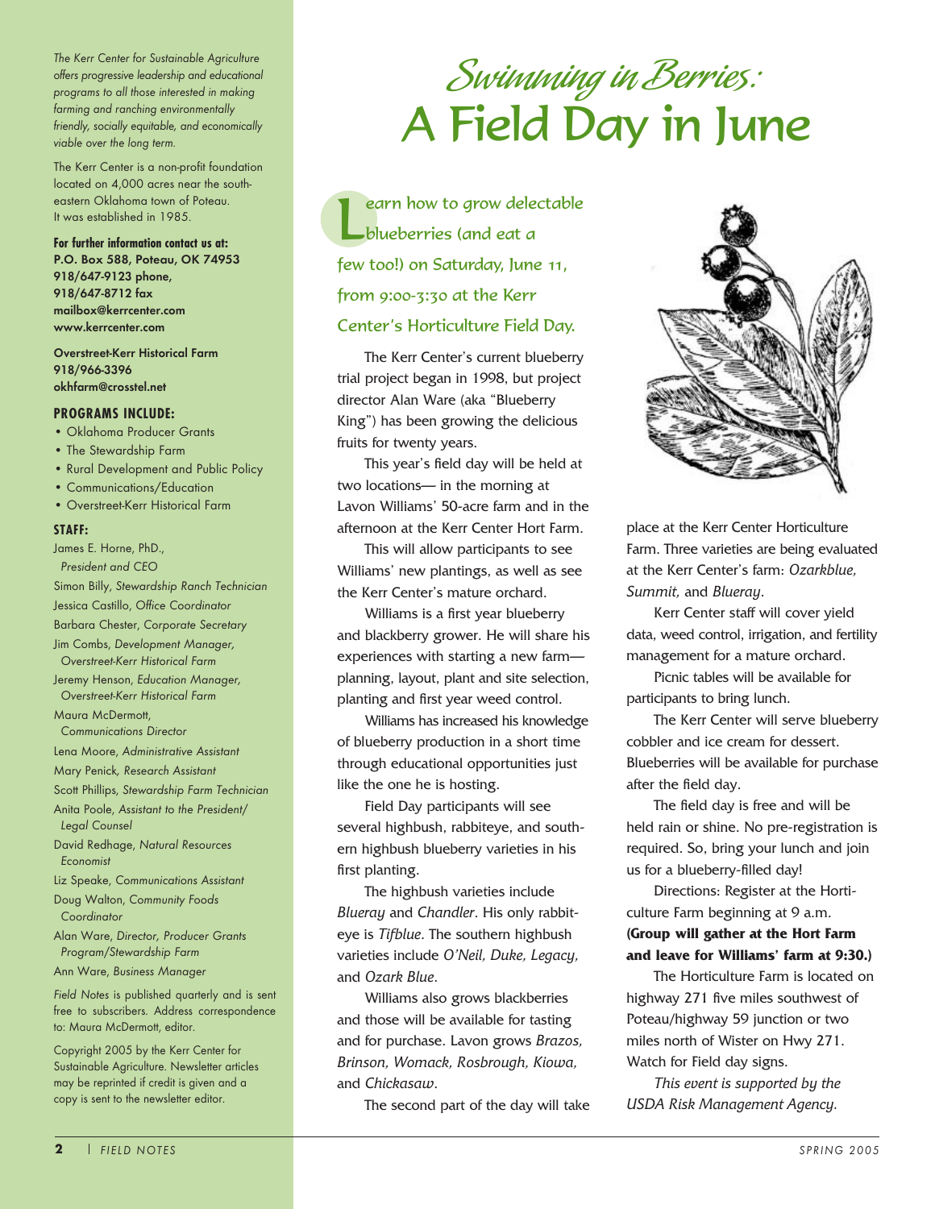*The Kerr Center for Sustainable Agriculture offers progressive leadership and educational programs to all those interested in making farming and ranching environmentally friendly, socially equitable, and economically viable over the long term.*

The Kerr Center is a non-profit foundation located on 4,000 acres near the southeastern Oklahoma town of Poteau. It was established in 1985.

**For further information contact us at:**
**P.O. Box 588, Poteau, OK 74953**
**918/647-9123 phone,**
**918/647-8712 fax**
**mailbox@kerrcenter.com**
**www.kerrcenter.com**

**Overstreet-Kerr Historical Farm**
**918/966-3396**
**okhfarm@crosstel.net**

**PROGRAMS INCLUDE:**

- Oklahoma Producer Grants
- The Stewardship Farm
- Rural Development and Public Policy
- Communications/Education
- Overstreet-Kerr Historical Farm

**STAFF:**

James E. Horne, PhD., *President and CEO*
Simon Billy, *Stewardship Ranch Technician*
Jessica Castillo, *Office Coordinator*
Barbara Chester, *Corporate Secretary*
Jim Combs, *Development Manager, Overstreet-Kerr Historical Farm*
Jeremy Henson, *Education Manager, Overstreet-Kerr Historical Farm*
Maura McDermott, *Communications Director*
Lena Moore, *Administrative Assistant*
Mary Penick, *Research Assistant*
Scott Phillips, *Stewardship Farm Technician*
Anita Poole, *Assistant to the President/ Legal Counsel*
David Redhage, *Natural Resources Economist*
Liz Speake, *Communications Assistant*
Doug Walton, *Community Foods Coordinator*
Alan Ware, *Director, Producer Grants Program/Stewardship Farm*
Ann Ware, *Business Manager*

*Field Notes* is published quarterly and is sent free to subscribers. Address correspondence to: Maura McDermott, editor.

Copyright 2005 by the Kerr Center for Sustainable Agriculture. Newsletter articles may be reprinted if credit is given and a copy is sent to the newsletter editor.

# *Swimming in Berries:* A Field Day in June

Learn how to grow delectable blueberries (and eat a few too!) on Saturday, June 11, from 9:00-3:30 at the Kerr Center's Horticulture Field Day.

The Kerr Center's current blueberry trial project began in 1998, but project director Alan Ware (aka "Blueberry King") has been growing the delicious fruits for twenty years.

This year's field day will be held at two locations— in the morning at Lavon Williams' 50-acre farm and in the afternoon at the Kerr Center Hort Farm.

This will allow participants to see Williams' new plantings, as well as see the Kerr Center's mature orchard.

Williams is a first year blueberry and blackberry grower. He will share his experiences with starting a new farm—planning, layout, plant and site selection, planting and first year weed control.

Williams has increased his knowledge of blueberry production in a short time through educational opportunities just like the one he is hosting.

Field Day participants will see several highbush, rabbiteye, and southern highbush blueberry varieties in his first planting.

The highbush varieties include *Blueray* and *Chandler*. His only rabbiteye is *Tifblue*. The southern highbush varieties include *O'Neil, Duke, Legacy,* and *Ozark Blue*.

Williams also grows blackberries and those will be available for tasting and for purchase. Lavon grows *Brazos, Brinson, Womack, Rosbrough, Kiowa,* and *Chickasaw*.

The second part of the day will take place at the Kerr Center Horticulture Farm. Three varieties are being evaluated at the Kerr Center's farm: *Ozarkblue, Summit,* and *Blueray*.

Kerr Center staff will cover yield data, weed control, irrigation, and fertility management for a mature orchard.

Picnic tables will be available for participants to bring lunch.

The Kerr Center will serve blueberry cobbler and ice cream for dessert. Blueberries will be available for purchase after the field day.

The field day is free and will be held rain or shine. No pre-registration is required. So, bring your lunch and join us for a blueberry-filled day!

Directions: Register at the Horticulture Farm beginning at 9 a.m. **(Group will gather at the Hort Farm and leave for Williams' farm at 9:30.)**

The Horticulture Farm is located on highway 271 five miles southwest of Poteau/highway 59 junction or two miles north of Wister on Hwy 271. Watch for Field day signs.

*This event is supported by the USDA Risk Management Agency.*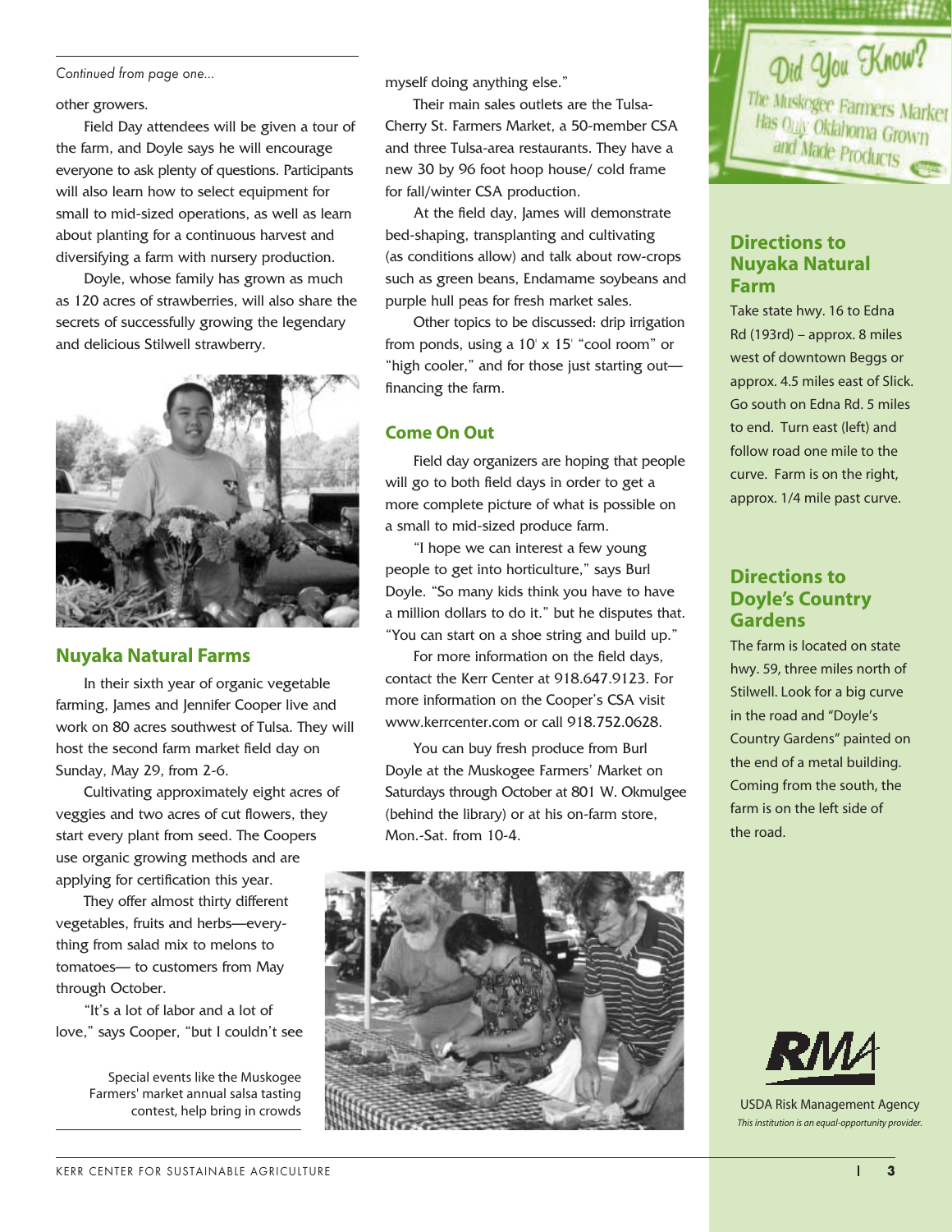*Continued from page one...*

other growers.

Field Day attendees will be given a tour of the farm, and Doyle says he will encourage everyone to ask plenty of questions. Participants will also learn how to select equipment for small to mid-sized operations, as well as learn about planting for a continuous harvest and diversifying a farm with nursery production.

Doyle, whose family has grown as much as 120 acres of strawberries, will also share the secrets of successfully growing the legendary and delicious Stilwell strawberry.

## Nuyaka Natural Farms

In their sixth year of organic vegetable farming, James and Jennifer Cooper live and work on 80 acres southwest of Tulsa. They will host the second farm market field day on Sunday, May 29, from 2-6.

Cultivating approximately eight acres of veggies and two acres of cut flowers, they start every plant from seed. The Coopers use organic growing methods and are applying for certification this year.

They offer almost thirty different vegetables, fruits and herbs—everything from salad mix to melons to tomatoes— to customers from May through October.

"It's a lot of labor and a lot of love," says Cooper, "but I couldn't see myself doing anything else."

Their main sales outlets are the Tulsa-Cherry St. Farmers Market, a 50-member CSA and three Tulsa-area restaurants. They have a new 30 by 96 foot hoop house/ cold frame for fall/winter CSA production.

At the field day, James will demonstrate bed-shaping, transplanting and cultivating (as conditions allow) and talk about row-crops such as green beans, Endamame soybeans and purple hull peas for fresh market sales.

Other topics to be discussed: drip irrigation from ponds, using a 10' x 15' "cool room" or "high cooler," and for those just starting out—financing the farm.

## Come On Out

Field day organizers are hoping that people will go to both field days in order to get a more complete picture of what is possible on a small to mid-sized produce farm.

"I hope we can interest a few young people to get into horticulture," says Burl Doyle. "So many kids think you have to have a million dollars to do it." but he disputes that. "You can start on a shoe string and build up."

For more information on the field days, contact the Kerr Center at 918.647.9123. For more information on the Cooper's CSA visit www.kerrcenter.com or call 918.752.0628.

You can buy fresh produce from Burl Doyle at the Muskogee Farmers' Market on Saturdays through October at 801 W. Okmulgee (behind the library) or at his on-farm store, Mon.-Sat. from 10-4.

Special events like the Muskogee Farmers' market annual salsa tasting contest, help bring in crowds

Did You Know? The Muskogee Farmers Market Has Only Oklahoma Grown and Made Products

## Directions to Nuyaka Natural Farm

Take state hwy. 16 to Edna Rd (193rd) – approx. 8 miles west of downtown Beggs or approx. 4.5 miles east of Slick. Go south on Edna Rd. 5 miles to end. Turn east (left) and follow road one mile to the curve. Farm is on the right, approx. 1/4 mile past curve.

## Directions to Doyle's Country Gardens

The farm is located on state hwy. 59, three miles north of Stilwell. Look for a big curve in the road and "Doyle's Country Gardens" painted on the end of a metal building. Coming from the south, the farm is on the left side of the road.

RMA

USDA Risk Management Agency

*This institution is an equal-opportunity provider.*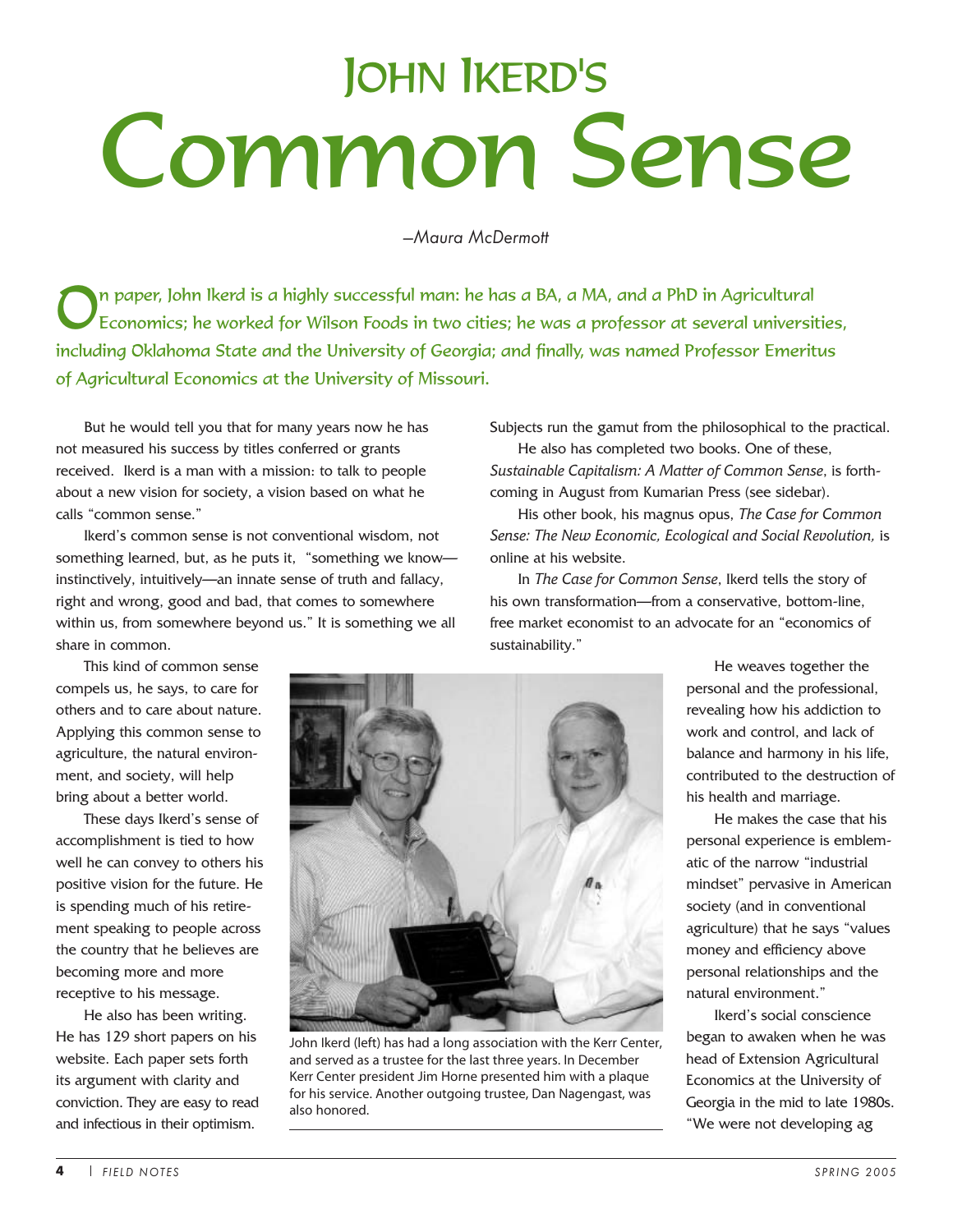# JOHN IKERD'S Common Sense

*–Maura McDermott*

On paper, John Ikerd is a highly successful man: he has a BA, a MA, and a PhD in Agricultural Economics; he worked for Wilson Foods in two cities; he was a professor at several universities, including Oklahoma State and the University of Georgia; and finally, was named Professor Emeritus of Agricultural Economics at the University of Missouri.

But he would tell you that for many years now he has not measured his success by titles conferred or grants received. Ikerd is a man with a mission: to talk to people about a new vision for society, a vision based on what he calls "common sense."

Ikerd's common sense is not conventional wisdom, not something learned, but, as he puts it, "something we know—instinctively, intuitively—an innate sense of truth and fallacy, right and wrong, good and bad, that comes to somewhere within us, from somewhere beyond us." It is something we all share in common.

This kind of common sense compels us, he says, to care for others and to care about nature. Applying this common sense to agriculture, the natural environment, and society, will help bring about a better world.

These days Ikerd's sense of accomplishment is tied to how well he can convey to others his positive vision for the future. He is spending much of his retirement speaking to people across the country that he believes are becoming more and more receptive to his message.

He also has been writing. He has 129 short papers on his website. Each paper sets forth its argument with clarity and conviction. They are easy to read and infectious in their optimism. Subjects run the gamut from the philosophical to the practical.

He also has completed two books. One of these, *Sustainable Capitalism: A Matter of Common Sense*, is forthcoming in August from Kumarian Press (see sidebar).

His other book, his magnus opus, *The Case for Common Sense: The New Economic, Ecological and Social Revolution,* is online at his website.

In *The Case for Common Sense*, Ikerd tells the story of his own transformation—from a conservative, bottom-line, free market economist to an advocate for an "economics of sustainability."

John Ikerd (left) has had a long association with the Kerr Center, and served as a trustee for the last three years. In December Kerr Center president Jim Horne presented him with a plaque for his service. Another outgoing trustee, Dan Nagengast, was also honored.

He weaves together the personal and the professional, revealing how his addiction to work and control, and lack of balance and harmony in his life, contributed to the destruction of his health and marriage.

He makes the case that his personal experience is emblematic of the narrow "industrial mindset" pervasive in American society (and in conventional agriculture) that he says "values money and efficiency above personal relationships and the natural environment."

Ikerd's social conscience began to awaken when he was head of Extension Agricultural Economics at the University of Georgia in the mid to late 1980s. "We were not developing ag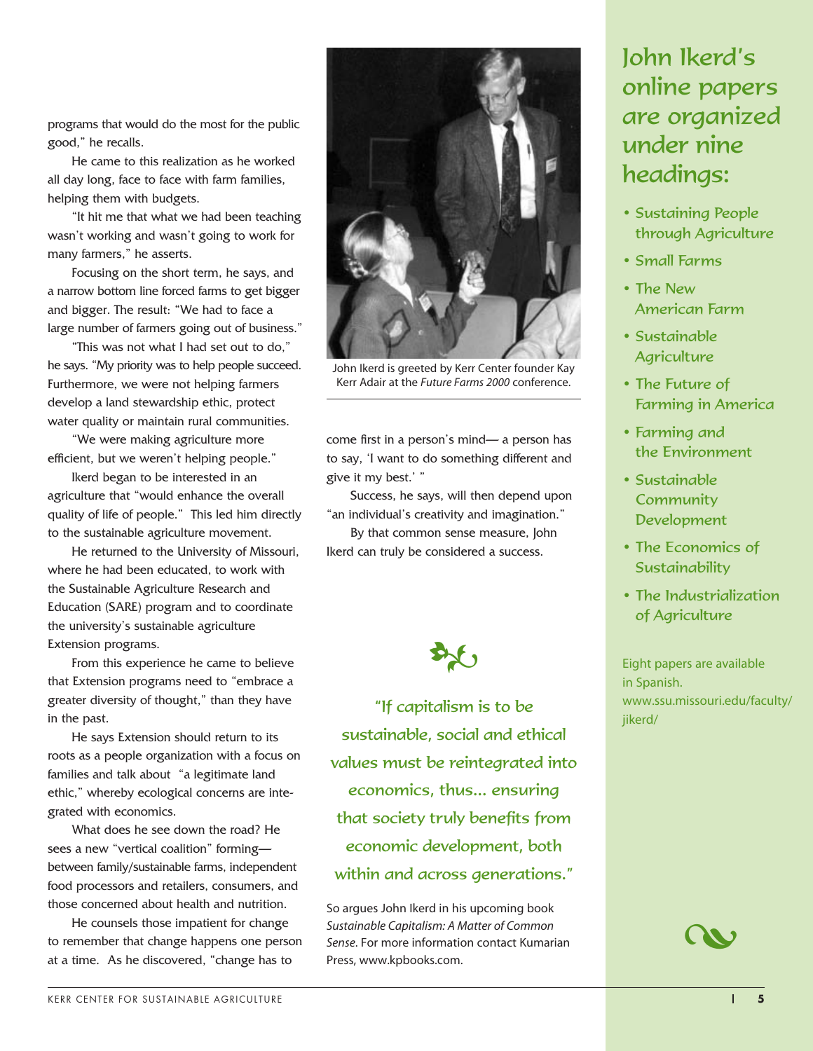programs that would do the most for the public good," he recalls.

He came to this realization as he worked all day long, face to face with farm families, helping them with budgets.

"It hit me that what we had been teaching wasn't working and wasn't going to work for many farmers," he asserts.

Focusing on the short term, he says, and a narrow bottom line forced farms to get bigger and bigger. The result: "We had to face a large number of farmers going out of business."

"This was not what I had set out to do," he says. "My priority was to help people succeed. Furthermore, we were not helping farmers develop a land stewardship ethic, protect water quality or maintain rural communities.

"We were making agriculture more efficient, but we weren't helping people."

Ikerd began to be interested in an agriculture that "would enhance the overall quality of life of people." This led him directly to the sustainable agriculture movement.

He returned to the University of Missouri, where he had been educated, to work with the Sustainable Agriculture Research and Education (SARE) program and to coordinate the university's sustainable agriculture Extension programs.

From this experience he came to believe that Extension programs need to "embrace a greater diversity of thought," than they have in the past.

He says Extension should return to its roots as a people organization with a focus on families and talk about "a legitimate land ethic," whereby ecological concerns are integrated with economics.

What does he see down the road? He sees a new "vertical coalition" forming—between family/sustainable farms, independent food processors and retailers, consumers, and those concerned about health and nutrition.

He counsels those impatient for change to remember that change happens one person at a time. As he discovered, "change has to come first in a person's mind— a person has to say, 'I want to do something different and give it my best.' "

Success, he says, will then depend upon "an individual's creativity and imagination."

By that common sense measure, John Ikerd can truly be considered a success.

John Ikerd is greeted by Kerr Center founder Kay Kerr Adair at the *Future Farms 2000* conference.

"If capitalism is to be sustainable, social and ethical values must be reintegrated into economics, thus... ensuring that society truly benefits from economic development, both within and across generations."

So argues John Ikerd in his upcoming book *Sustainable Capitalism: A Matter of Common Sense*. For more information contact Kumarian Press, www.kpbooks.com.

## John Ikerd's online papers are organized under nine headings:

- Sustaining People through Agriculture
- Small Farms
- The New American Farm
- Sustainable Agriculture
- The Future of Farming in America
- Farming and the Environment
- Sustainable Community Development
- The Economics of Sustainability
- The Industrialization of Agriculture

Eight papers are available in Spanish.
www.ssu.missouri.edu/faculty/jikerd/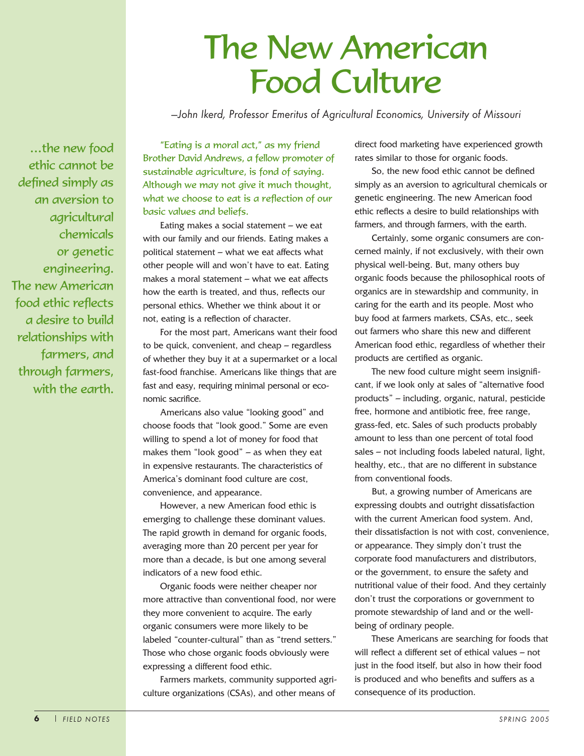# The New American Food Culture

*—John Ikerd, Professor Emeritus of Agricultural Economics, University of Missouri*

> …the new food ethic cannot be defined simply as an aversion to agricultural chemicals or genetic engineering. The new American food ethic reflects a desire to build relationships with farmers, and through farmers, with the earth.

"Eating is a moral act," as my friend Brother David Andrews, a fellow promoter of sustainable agriculture, is fond of saying. Although we may not give it much thought, what we choose to eat is a reflection of our basic values and beliefs.

Eating makes a social statement – we eat with our family and our friends. Eating makes a political statement – what we eat affects what other people will and won't have to eat. Eating makes a moral statement – what we eat affects how the earth is treated, and thus, reflects our personal ethics. Whether we think about it or not, eating is a reflection of character.

For the most part, Americans want their food to be quick, convenient, and cheap – regardless of whether they buy it at a supermarket or a local fast-food franchise. Americans like things that are fast and easy, requiring minimal personal or economic sacrifice.

Americans also value "looking good" and choose foods that "look good." Some are even willing to spend a lot of money for food that makes them "look good" – as when they eat in expensive restaurants. The characteristics of America's dominant food culture are cost, convenience, and appearance.

However, a new American food ethic is emerging to challenge these dominant values. The rapid growth in demand for organic foods, averaging more than 20 percent per year for more than a decade, is but one among several indicators of a new food ethic.

Organic foods were neither cheaper nor more attractive than conventional food, nor were they more convenient to acquire. The early organic consumers were more likely to be labeled "counter-cultural" than as "trend setters." Those who chose organic foods obviously were expressing a different food ethic.

Farmers markets, community supported agriculture organizations (CSAs), and other means of direct food marketing have experienced growth rates similar to those for organic foods.

So, the new food ethic cannot be defined simply as an aversion to agricultural chemicals or genetic engineering. The new American food ethic reflects a desire to build relationships with farmers, and through farmers, with the earth.

Certainly, some organic consumers are concerned mainly, if not exclusively, with their own physical well-being. But, many others buy organic foods because the philosophical roots of organics are in stewardship and community, in caring for the earth and its people. Most who buy food at farmers markets, CSAs, etc., seek out farmers who share this new and different American food ethic, regardless of whether their products are certified as organic.

The new food culture might seem insignificant, if we look only at sales of "alternative food products" – including, organic, natural, pesticide free, hormone and antibiotic free, free range, grass-fed, etc. Sales of such products probably amount to less than one percent of total food sales – not including foods labeled natural, light, healthy, etc., that are no different in substance from conventional foods.

But, a growing number of Americans are expressing doubts and outright dissatisfaction with the current American food system. And, their dissatisfaction is not with cost, convenience, or appearance. They simply don't trust the corporate food manufacturers and distributors, or the government, to ensure the safety and nutritional value of their food. And they certainly don't trust the corporations or government to promote stewardship of land and or the well-being of ordinary people.

These Americans are searching for foods that will reflect a different set of ethical values – not just in the food itself, but also in how their food is produced and who benefits and suffers as a consequence of its production.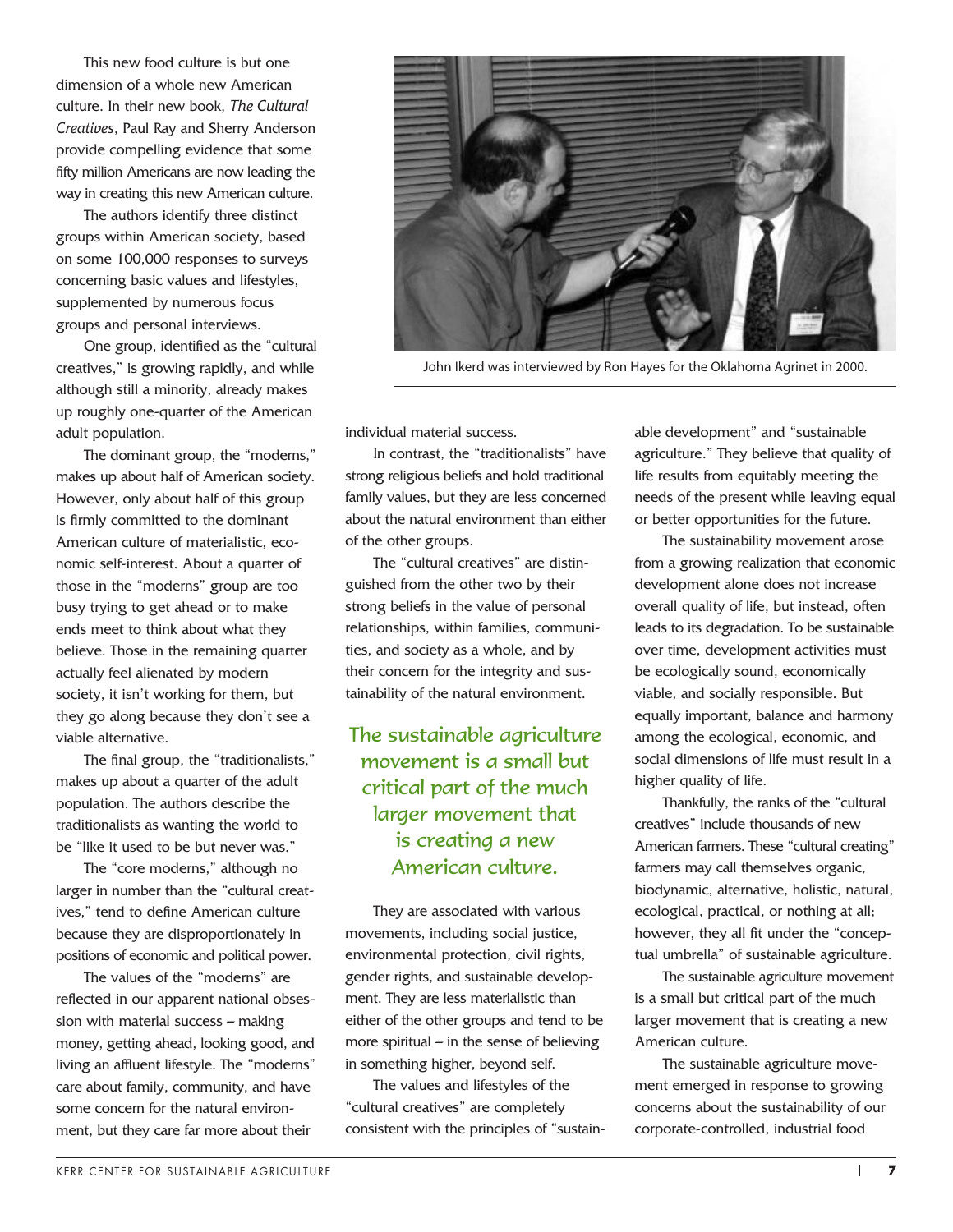This new food culture is but one dimension of a whole new American culture. In their new book, *The Cultural Creatives*, Paul Ray and Sherry Anderson provide compelling evidence that some fifty million Americans are now leading the way in creating this new American culture.

The authors identify three distinct groups within American society, based on some 100,000 responses to surveys concerning basic values and lifestyles, supplemented by numerous focus groups and personal interviews.

One group, identified as the "cultural creatives," is growing rapidly, and while although still a minority, already makes up roughly one-quarter of the American adult population.

The dominant group, the "moderns," makes up about half of American society. However, only about half of this group is firmly committed to the dominant American culture of materialistic, economic self-interest. About a quarter of those in the "moderns" group are too busy trying to get ahead or to make ends meet to think about what they believe. Those in the remaining quarter actually feel alienated by modern society, it isn't working for them, but they go along because they don't see a viable alternative.

The final group, the "traditionalists," makes up about a quarter of the adult population. The authors describe the traditionalists as wanting the world to be "like it used to be but never was."

The "core moderns," although no larger in number than the "cultural creatives," tend to define American culture because they are disproportionately in positions of economic and political power.

The values of the "moderns" are reflected in our apparent national obsession with material success – making money, getting ahead, looking good, and living an affluent lifestyle. The "moderns" care about family, community, and have some concern for the natural environment, but they care far more about their individual material success.

John Ikerd was interviewed by Ron Hayes for the Oklahoma Agrinet in 2000.

In contrast, the "traditionalists" have strong religious beliefs and hold traditional family values, but they are less concerned about the natural environment than either of the other groups.

The "cultural creatives" are distinguished from the other two by their strong beliefs in the value of personal relationships, within families, communities, and society as a whole, and by their concern for the integrity and sustainability of the natural environment.

> **The sustainable agriculture movement is a small but critical part of the much larger movement that is creating a new American culture.**

They are associated with various movements, including social justice, environmental protection, civil rights, gender rights, and sustainable development. They are less materialistic than either of the other groups and tend to be more spiritual – in the sense of believing in something higher, beyond self.

The values and lifestyles of the "cultural creatives" are completely consistent with the principles of "sustainable development" and "sustainable agriculture." They believe that quality of life results from equitably meeting the needs of the present while leaving equal or better opportunities for the future.

The sustainability movement arose from a growing realization that economic development alone does not increase overall quality of life, but instead, often leads to its degradation. To be sustainable over time, development activities must be ecologically sound, economically viable, and socially responsible. But equally important, balance and harmony among the ecological, economic, and social dimensions of life must result in a higher quality of life.

Thankfully, the ranks of the "cultural creatives" include thousands of new American farmers. These "cultural creating" farmers may call themselves organic, biodynamic, alternative, holistic, natural, ecological, practical, or nothing at all; however, they all fit under the "conceptual umbrella" of sustainable agriculture.

The sustainable agriculture movement is a small but critical part of the much larger movement that is creating a new American culture.

The sustainable agriculture movement emerged in response to growing concerns about the sustainability of our corporate-controlled, industrial food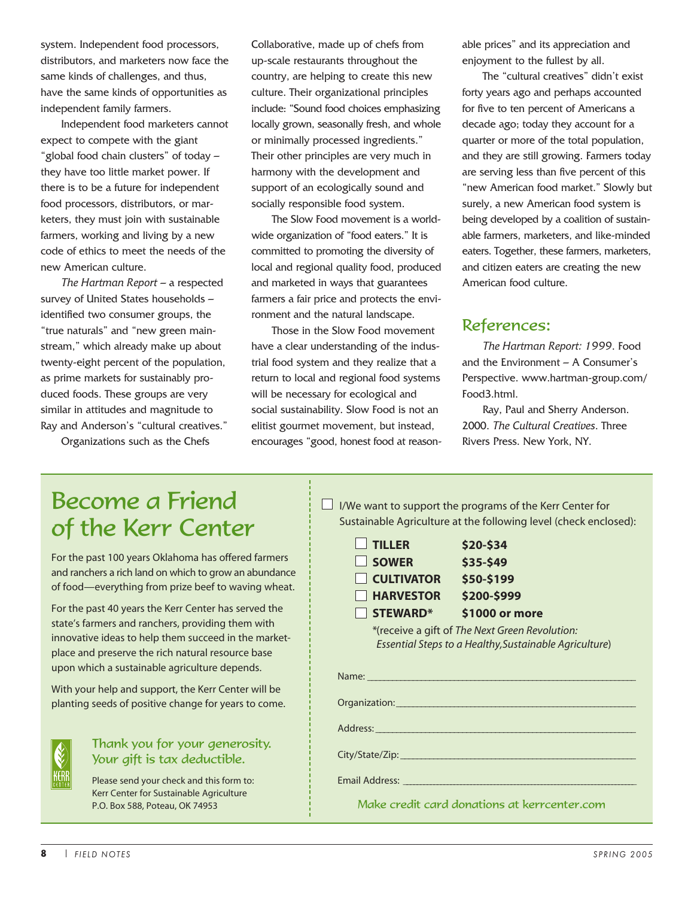system. Independent food processors, distributors, and marketers now face the same kinds of challenges, and thus, have the same kinds of opportunities as independent family farmers.

Independent food marketers cannot expect to compete with the giant "global food chain clusters" of today – they have too little market power. If there is to be a future for independent food processors, distributors, or marketers, they must join with sustainable farmers, working and living by a new code of ethics to meet the needs of the new American culture.

*The Hartman Report* – a respected survey of United States households – identified two consumer groups, the "true naturals" and "new green mainstream," which already make up about twenty-eight percent of the population, as prime markets for sustainably produced foods. These groups are very similar in attitudes and magnitude to Ray and Anderson's "cultural creatives."

Organizations such as the Chefs Collaborative, made up of chefs from up-scale restaurants throughout the country, are helping to create this new culture. Their organizational principles include: "Sound food choices emphasizing locally grown, seasonally fresh, and whole or minimally processed ingredients." Their other principles are very much in harmony with the development and support of an ecologically sound and socially responsible food system.

The Slow Food movement is a worldwide organization of "food eaters." It is committed to promoting the diversity of local and regional quality food, produced and marketed in ways that guarantees farmers a fair price and protects the environment and the natural landscape.

Those in the Slow Food movement have a clear understanding of the industrial food system and they realize that a return to local and regional food systems will be necessary for ecological and social sustainability. Slow Food is not an elitist gourmet movement, but instead, encourages "good, honest food at reasonable prices" and its appreciation and enjoyment to the fullest by all.

The "cultural creatives" didn't exist forty years ago and perhaps accounted for five to ten percent of Americans a decade ago; today they account for a quarter or more of the total population, and they are still growing. Farmers today are serving less than five percent of this "new American food market." Slowly but surely, a new American food system is being developed by a coalition of sustainable farmers, marketers, and like-minded eaters. Together, these farmers, marketers, and citizen eaters are creating the new American food culture.

## References:

*The Hartman Report: 1999*. Food and the Environment – A Consumer's Perspective. www.hartman-group.com/Food3.html.

Ray, Paul and Sherry Anderson. 2000. *The Cultural Creatives*. Three Rivers Press. New York, NY.

## Become a Friend of the Kerr Center

For the past 100 years Oklahoma has offered farmers and ranchers a rich land on which to grow an abundance of food—everything from prize beef to waving wheat.

For the past 40 years the Kerr Center has served the state's farmers and ranchers, providing them with innovative ideas to help them succeed in the marketplace and preserve the rich natural resource base upon which a sustainable agriculture depends.

With your help and support, the Kerr Center will be planting seeds of positive change for years to come.

**Thank you for your generosity. Your gift is tax deductible.**

Please send your check and this form to:
Kerr Center for Sustainable Agriculture
P.O. Box 588, Poteau, OK 74953

☐ I/We want to support the programs of the Kerr Center for Sustainable Agriculture at the following level (check enclosed):

- ☐ **TILLER** **$20-$34**
- ☐ **SOWER** **$35-$49**
- ☐ **CULTIVATOR** **$50-$199**
- ☐ **HARVESTOR** **$200-$999**
- ☐ **STEWARD*** **$1000 or more**

*(receive a gift of *The Next Green Revolution: Essential Steps to a Healthy, Sustainable Agriculture*)

Name: ____________________

Organization: ____________________

Address: ____________________

City/State/Zip: ____________________

Email Address: ____________________

Make credit card donations at kerrcenter.com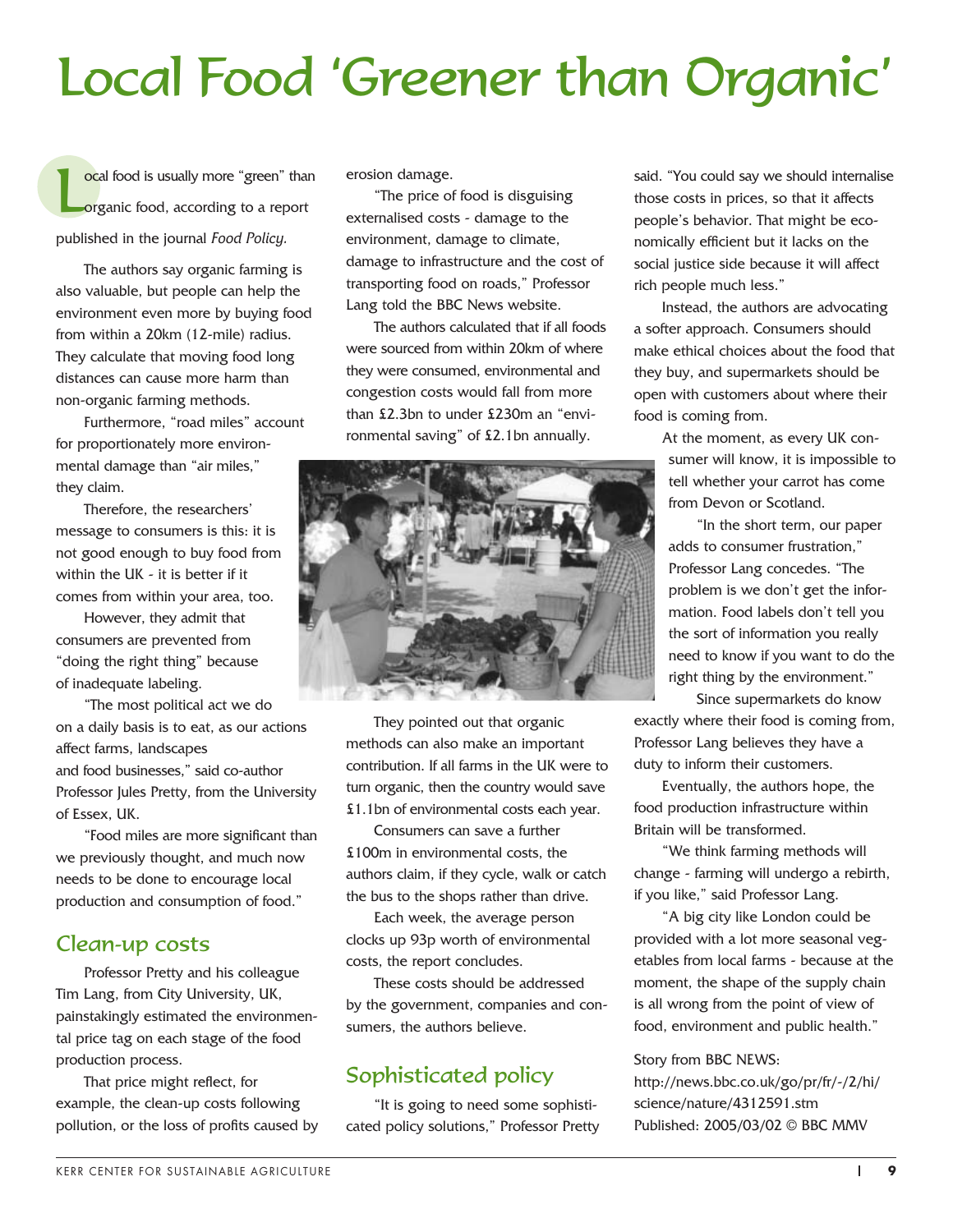# Local Food 'Greener than Organic'

Local food is usually more "green" than organic food, according to a report published in the journal *Food Policy*.

The authors say organic farming is also valuable, but people can help the environment even more by buying food from within a 20km (12-mile) radius. They calculate that moving food long distances can cause more harm than non-organic farming methods.

Furthermore, "road miles" account for proportionately more environmental damage than "air miles," they claim.

Therefore, the researchers' message to consumers is this: it is not good enough to buy food from within the UK - it is better if it comes from within your area, too.

However, they admit that consumers are prevented from "doing the right thing" because of inadequate labeling.

"The most political act we do on a daily basis is to eat, as our actions affect farms, landscapes and food businesses," said co-author Professor Jules Pretty, from the University of Essex, UK.

"Food miles are more significant than we previously thought, and much now needs to be done to encourage local production and consumption of food."

## Clean-up costs

Professor Pretty and his colleague Tim Lang, from City University, UK, painstakingly estimated the environmental price tag on each stage of the food production process.

That price might reflect, for example, the clean-up costs following pollution, or the loss of profits caused by erosion damage.

"The price of food is disguising externalised costs - damage to the environment, damage to climate, damage to infrastructure and the cost of transporting food on roads," Professor Lang told the BBC News website.

The authors calculated that if all foods were sourced from within 20km of where they were consumed, environmental and congestion costs would fall from more than £2.3bn to under £230m an "environmental saving" of £2.1bn annually.

They pointed out that organic methods can also make an important contribution. If all farms in the UK were to turn organic, then the country would save £1.1bn of environmental costs each year.

Consumers can save a further £100m in environmental costs, the authors claim, if they cycle, walk or catch the bus to the shops rather than drive.

Each week, the average person clocks up 93p worth of environmental costs, the report concludes.

These costs should be addressed by the government, companies and consumers, the authors believe.

## Sophisticated policy

"It is going to need some sophisticated policy solutions," Professor Pretty said. "You could say we should internalise those costs in prices, so that it affects people's behavior. That might be economically efficient but it lacks on the social justice side because it will affect rich people much less."

Instead, the authors are advocating a softer approach. Consumers should make ethical choices about the food that they buy, and supermarkets should be open with customers about where their food is coming from.

At the moment, as every UK consumer will know, it is impossible to tell whether your carrot has come from Devon or Scotland.

"In the short term, our paper adds to consumer frustration," Professor Lang concedes. "The problem is we don't get the information. Food labels don't tell you the sort of information you really need to know if you want to do the right thing by the environment."

Since supermarkets do know exactly where their food is coming from, Professor Lang believes they have a duty to inform their customers.

Eventually, the authors hope, the food production infrastructure within Britain will be transformed.

"We think farming methods will change - farming will undergo a rebirth, if you like," said Professor Lang.

"A big city like London could be provided with a lot more seasonal vegetables from local farms - because at the moment, the shape of the supply chain is all wrong from the point of view of food, environment and public health."

Story from BBC NEWS:
http://news.bbc.co.uk/go/pr/fr/-/2/hi/science/nature/4312591.stm
Published: 2005/03/02 © BBC MMV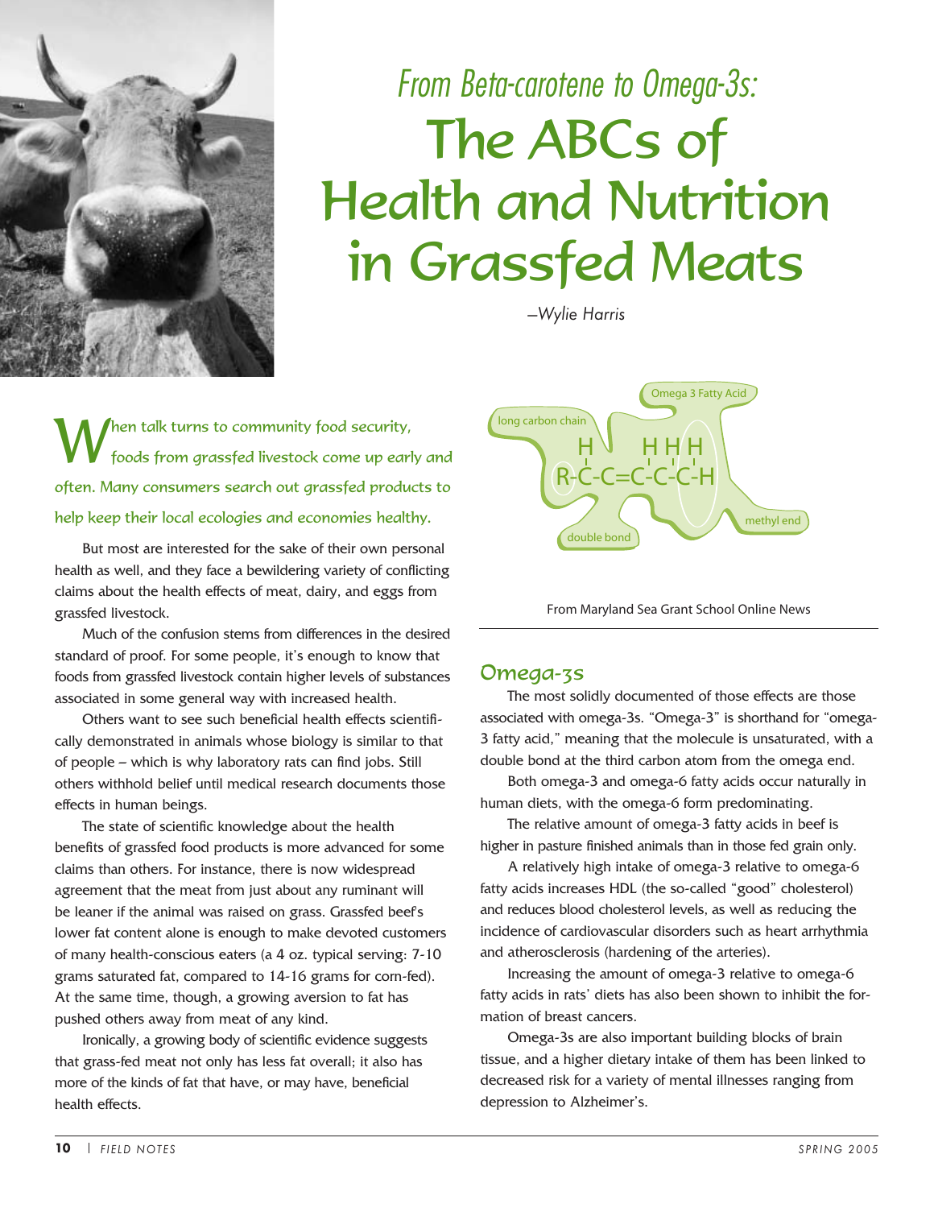*From Beta-carotene to Omega-3s:*

# The ABCs of Health and Nutrition in Grassfed Meats

*—Wylie Harris*

When talk turns to community food security, foods from grassfed livestock come up early and often. Many consumers search out grassfed products to help keep their local ecologies and economies healthy.

But most are interested for the sake of their own personal health as well, and they face a bewildering variety of conflicting claims about the health effects of meat, dairy, and eggs from grassfed livestock.

Much of the confusion stems from differences in the desired standard of proof. For some people, it's enough to know that foods from grassfed livestock contain higher levels of substances associated in some general way with increased health.

Others want to see such beneficial health effects scientifically demonstrated in animals whose biology is similar to that of people – which is why laboratory rats can find jobs. Still others withhold belief until medical research documents those effects in human beings.

The state of scientific knowledge about the health benefits of grassfed food products is more advanced for some claims than others. For instance, there is now widespread agreement that the meat from just about any ruminant will be leaner if the animal was raised on grass. Grassfed beef's lower fat content alone is enough to make devoted customers of many health-conscious eaters (a 4 oz. typical serving: 7-10 grams saturated fat, compared to 14-16 grams for corn-fed). At the same time, though, a growing aversion to fat has pushed others away from meat of any kind.

Ironically, a growing body of scientific evidence suggests that grass-fed meat not only has less fat overall; it also has more of the kinds of fat that have, or may have, beneficial health effects.

Omega 3 Fatty Acid — long carbon chain — R-C-C=C-C-C-H — double bond — methyl end

From Maryland Sea Grant School Online News

## Omega-3s

The most solidly documented of those effects are those associated with omega-3s. "Omega-3" is shorthand for "omega-3 fatty acid," meaning that the molecule is unsaturated, with a double bond at the third carbon atom from the omega end.

Both omega-3 and omega-6 fatty acids occur naturally in human diets, with the omega-6 form predominating.

The relative amount of omega-3 fatty acids in beef is higher in pasture finished animals than in those fed grain only.

A relatively high intake of omega-3 relative to omega-6 fatty acids increases HDL (the so-called "good" cholesterol) and reduces blood cholesterol levels, as well as reducing the incidence of cardiovascular disorders such as heart arrhythmia and atherosclerosis (hardening of the arteries).

Increasing the amount of omega-3 relative to omega-6 fatty acids in rats' diets has also been shown to inhibit the formation of breast cancers.

Omega-3s are also important building blocks of brain tissue, and a higher dietary intake of them has been linked to decreased risk for a variety of mental illnesses ranging from depression to Alzheimer's.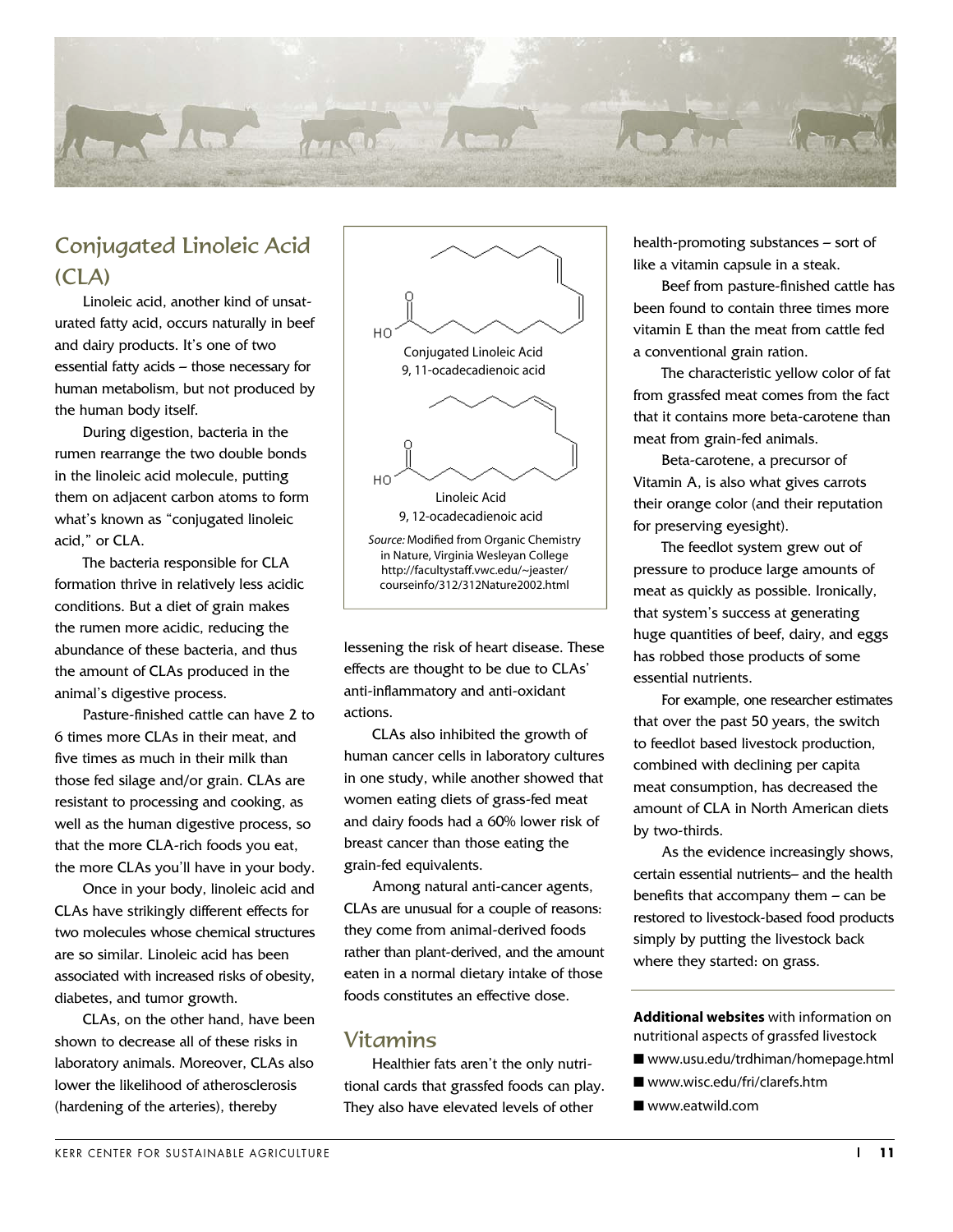## Conjugated Linoleic Acid (CLA)

Linoleic acid, another kind of unsaturated fatty acid, occurs naturally in beef and dairy products. It's one of two essential fatty acids – those necessary for human metabolism, but not produced by the human body itself.

During digestion, bacteria in the rumen rearrange the two double bonds in the linoleic acid molecule, putting them on adjacent carbon atoms to form what's known as "conjugated linoleic acid," or CLA.

The bacteria responsible for CLA formation thrive in relatively less acidic conditions. But a diet of grain makes the rumen more acidic, reducing the abundance of these bacteria, and thus the amount of CLAs produced in the animal's digestive process.

Pasture-finished cattle can have 2 to 6 times more CLAs in their meat, and five times as much in their milk than those fed silage and/or grain. CLAs are resistant to processing and cooking, as well as the human digestive process, so that the more CLA-rich foods you eat, the more CLAs you'll have in your body.

Once in your body, linoleic acid and CLAs have strikingly different effects for two molecules whose chemical structures are so similar. Linoleic acid has been associated with increased risks of obesity, diabetes, and tumor growth.

CLAs, on the other hand, have been shown to decrease all of these risks in laboratory animals. Moreover, CLAs also lower the likelihood of atherosclerosis (hardening of the arteries), thereby lessening the risk of heart disease. These effects are thought to be due to CLAs' anti-inflammatory and anti-oxidant actions.

Conjugated Linoleic Acid
9, 11-ocadecadienoic acid

Linoleic Acid
9, 12-ocadecadienoic acid

*Source:* Modified from Organic Chemistry in Nature, Virginia Wesleyan College http://facultystaff.vwc.edu/~jeaster/courseinfo/312/312Nature2002.html

CLAs also inhibited the growth of human cancer cells in laboratory cultures in one study, while another showed that women eating diets of grass-fed meat and dairy foods had a 60% lower risk of breast cancer than those eating the grain-fed equivalents.

Among natural anti-cancer agents, CLAs are unusual for a couple of reasons: they come from animal-derived foods rather than plant-derived, and the amount eaten in a normal dietary intake of those foods constitutes an effective dose.

## Vitamins

Healthier fats aren't the only nutritional cards that grassfed foods can play. They also have elevated levels of other health-promoting substances – sort of like a vitamin capsule in a steak.

Beef from pasture-finished cattle has been found to contain three times more vitamin E than the meat from cattle fed a conventional grain ration.

The characteristic yellow color of fat from grassfed meat comes from the fact that it contains more beta-carotene than meat from grain-fed animals.

Beta-carotene, a precursor of Vitamin A, is also what gives carrots their orange color (and their reputation for preserving eyesight).

The feedlot system grew out of pressure to produce large amounts of meat as quickly as possible. Ironically, that system's success at generating huge quantities of beef, dairy, and eggs has robbed those products of some essential nutrients.

For example, one researcher estimates that over the past 50 years, the switch to feedlot based livestock production, combined with declining per capita meat consumption, has decreased the amount of CLA in North American diets by two-thirds.

As the evidence increasingly shows, certain essential nutrients– and the health benefits that accompany them – can be restored to livestock-based food products simply by putting the livestock back where they started: on grass.

**Additional websites** with information on nutritional aspects of grassfed livestock

- www.usu.edu/trdhiman/homepage.html
- www.wisc.edu/fri/clarefs.htm
- www.eatwild.com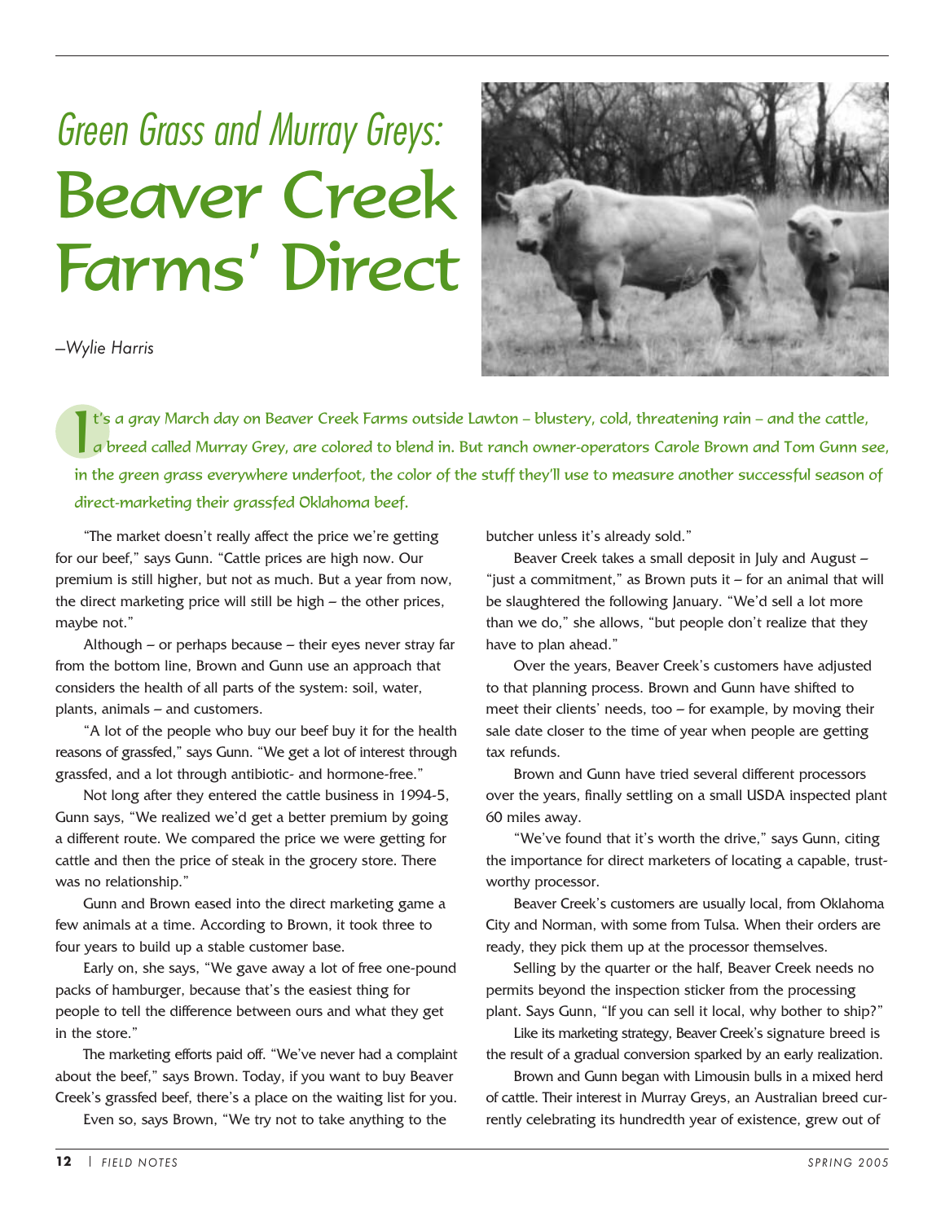# *Green Grass and Murray Greys:* Beaver Creek Farms' Direct

*–Wylie Harris*

It's a gray March day on Beaver Creek Farms outside Lawton – blustery, cold, threatening rain – and the cattle, a breed called Murray Grey, are colored to blend in. But ranch owner-operators Carole Brown and Tom Gunn see, in the green grass everywhere underfoot, the color of the stuff they'll use to measure another successful season of direct-marketing their grassfed Oklahoma beef.

"The market doesn't really affect the price we're getting for our beef," says Gunn. "Cattle prices are high now. Our premium is still higher, but not as much. But a year from now, the direct marketing price will still be high – the other prices, maybe not."

Although – or perhaps because – their eyes never stray far from the bottom line, Brown and Gunn use an approach that considers the health of all parts of the system: soil, water, plants, animals – and customers.

"A lot of the people who buy our beef buy it for the health reasons of grassfed," says Gunn. "We get a lot of interest through grassfed, and a lot through antibiotic- and hormone-free."

Not long after they entered the cattle business in 1994-5, Gunn says, "We realized we'd get a better premium by going a different route. We compared the price we were getting for cattle and then the price of steak in the grocery store. There was no relationship."

Gunn and Brown eased into the direct marketing game a few animals at a time. According to Brown, it took three to four years to build up a stable customer base.

Early on, she says, "We gave away a lot of free one-pound packs of hamburger, because that's the easiest thing for people to tell the difference between ours and what they get in the store."

The marketing efforts paid off. "We've never had a complaint about the beef," says Brown. Today, if you want to buy Beaver Creek's grassfed beef, there's a place on the waiting list for you.

Even so, says Brown, "We try not to take anything to the butcher unless it's already sold."

Beaver Creek takes a small deposit in July and August – "just a commitment," as Brown puts it – for an animal that will be slaughtered the following January. "We'd sell a lot more than we do," she allows, "but people don't realize that they have to plan ahead."

Over the years, Beaver Creek's customers have adjusted to that planning process. Brown and Gunn have shifted to meet their clients' needs, too – for example, by moving their sale date closer to the time of year when people are getting tax refunds.

Brown and Gunn have tried several different processors over the years, finally settling on a small USDA inspected plant 60 miles away.

"We've found that it's worth the drive," says Gunn, citing the importance for direct marketers of locating a capable, trustworthy processor.

Beaver Creek's customers are usually local, from Oklahoma City and Norman, with some from Tulsa. When their orders are ready, they pick them up at the processor themselves.

Selling by the quarter or the half, Beaver Creek needs no permits beyond the inspection sticker from the processing plant. Says Gunn, "If you can sell it local, why bother to ship?"

Like its marketing strategy, Beaver Creek's signature breed is the result of a gradual conversion sparked by an early realization.

Brown and Gunn began with Limousin bulls in a mixed herd of cattle. Their interest in Murray Greys, an Australian breed currently celebrating its hundredth year of existence, grew out of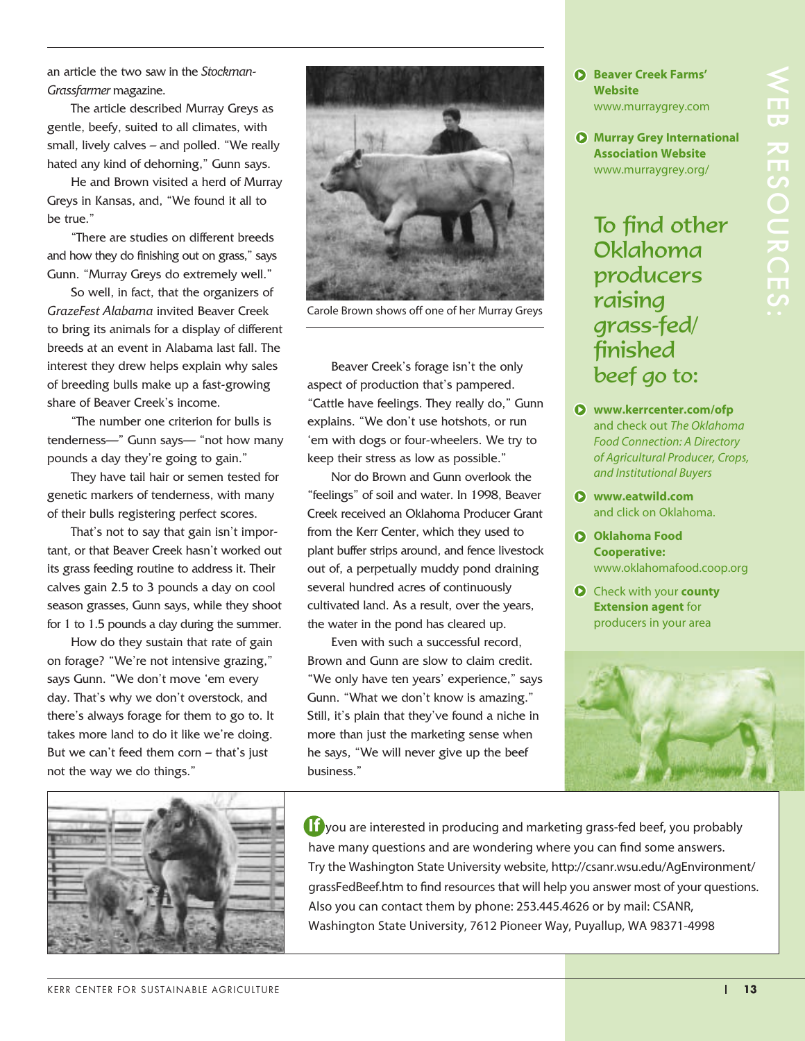an article the two saw in the *Stockman-Grassfarmer* magazine.

The article described Murray Greys as gentle, beefy, suited to all climates, with small, lively calves – and polled. "We really hated any kind of dehorning," Gunn says.

He and Brown visited a herd of Murray Greys in Kansas, and, "We found it all to be true."

"There are studies on different breeds and how they do finishing out on grass," says Gunn. "Murray Greys do extremely well."

So well, in fact, that the organizers of *GrazeFest Alabama* invited Beaver Creek to bring its animals for a display of different breeds at an event in Alabama last fall. The interest they drew helps explain why sales of breeding bulls make up a fast-growing share of Beaver Creek's income.

"The number one criterion for bulls is tenderness—" Gunn says— "not how many pounds a day they're going to gain."

They have tail hair or semen tested for genetic markers of tenderness, with many of their bulls registering perfect scores.

That's not to say that gain isn't important, or that Beaver Creek hasn't worked out its grass feeding routine to address it. Their calves gain 2.5 to 3 pounds a day on cool season grasses, Gunn says, while they shoot for 1 to 1.5 pounds a day during the summer.

How do they sustain that rate of gain on forage? "We're not intensive grazing," says Gunn. "We don't move 'em every day. That's why we don't overstock, and there's always forage for them to go to. It takes more land to do it like we're doing. But we can't feed them corn – that's just not the way we do things."

Carole Brown shows off one of her Murray Greys

Beaver Creek's forage isn't the only aspect of production that's pampered. "Cattle have feelings. They really do," Gunn explains. "We don't use hotshots, or run 'em with dogs or four-wheelers. We try to keep their stress as low as possible."

Nor do Brown and Gunn overlook the "feelings" of soil and water. In 1998, Beaver Creek received an Oklahoma Producer Grant from the Kerr Center, which they used to plant buffer strips around, and fence livestock out of, a perpetually muddy pond draining several hundred acres of continuously cultivated land. As a result, over the years, the water in the pond has cleared up.

Even with such a successful record, Brown and Gunn are slow to claim credit. "We only have ten years' experience," says Gunn. "What we don't know is amazing." Still, it's plain that they've found a niche in more than just the marketing sense when he says, "We will never give up the beef business."

## WEB RESOURCES:

- **Beaver Creek Farms' Website**
  www.murraygrey.com
- **Murray Grey International Association Website**
  www.murraygrey.org/

### To find other Oklahoma producers raising grass-fed/finished beef go to:

- **www.kerrcenter.com/ofp** and check out *The Oklahoma Food Connection: A Directory of Agricultural Producer, Crops, and Institutional Buyers*
- **www.eatwild.com** and click on Oklahoma.
- **Oklahoma Food Cooperative:** www.oklahomafood.coop.org
- Check with your **county Extension agent** for producers in your area

**If** you are interested in producing and marketing grass-fed beef, you probably have many questions and are wondering where you can find some answers. Try the Washington State University website, http://csanr.wsu.edu/AgEnvironment/grassFedBeef.htm to find resources that will help you answer most of your questions. Also you can contact them by phone: 253.445.4626 or by mail: CSANR, Washington State University, 7612 Pioneer Way, Puyallup, WA 98371-4998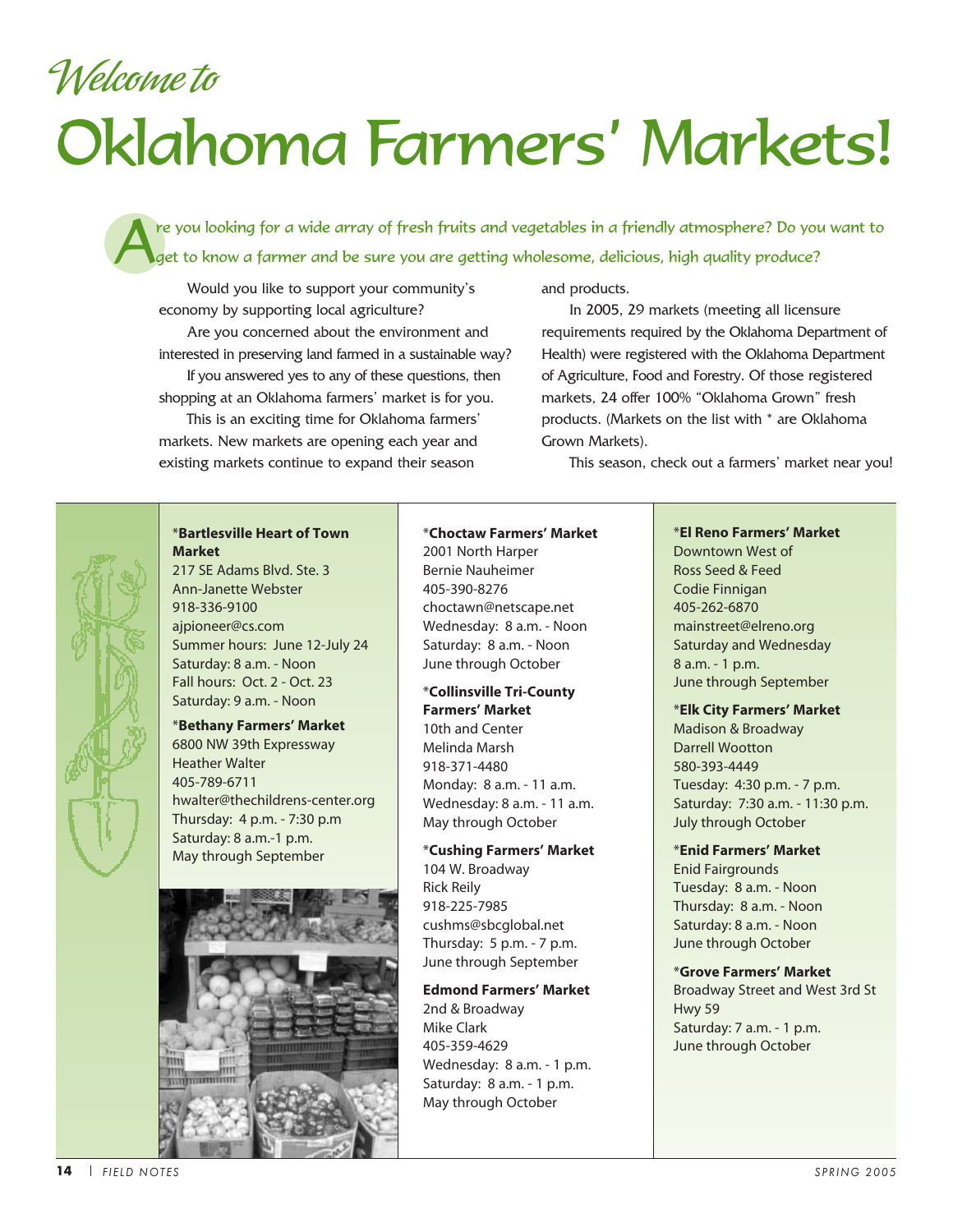# *Welcome to* Oklahoma Farmers' Markets!

*Are you looking for a wide array of fresh fruits and vegetables in a friendly atmosphere? Do you want to get to know a farmer and be sure you are getting wholesome, delicious, high quality produce?*

Would you like to support your community's economy by supporting local agriculture?

Are you concerned about the environment and interested in preserving land farmed in a sustainable way?

If you answered yes to any of these questions, then shopping at an Oklahoma farmers' market is for you.

This is an exciting time for Oklahoma farmers' markets. New markets are opening each year and existing markets continue to expand their season and products.

In 2005, 29 markets (meeting all licensure requirements required by the Oklahoma Department of Health) were registered with the Oklahoma Department of Agriculture, Food and Forestry. Of those registered markets, 24 offer 100% "Oklahoma Grown" fresh products. (Markets on the list with * are Oklahoma Grown Markets).

This season, check out a farmers' market near you!

**\*Bartlesville Heart of Town Market**
217 SE Adams Blvd. Ste. 3
Ann-Janette Webster
918-336-9100
ajpioneer@cs.com
Summer hours: June 12-July 24
Saturday: 8 a.m. - Noon
Fall hours: Oct. 2 - Oct. 23
Saturday: 9 a.m. - Noon

**\*Bethany Farmers' Market**
6800 NW 39th Expressway
Heather Walter
405-789-6711
hwalter@thechildrens-center.org
Thursday: 4 p.m. - 7:30 p.m
Saturday: 8 a.m.-1 p.m.
May through September

**\*Choctaw Farmers' Market**
2001 North Harper
Bernie Nauheimer
405-390-8276
choctawn@netscape.net
Wednesday: 8 a.m. - Noon
Saturday: 8 a.m. - Noon
June through October

**\*Collinsville Tri-County Farmers' Market**
10th and Center
Melinda Marsh
918-371-4480
Monday: 8 a.m. - 11 a.m.
Wednesday: 8 a.m. - 11 a.m.
May through October

**\*Cushing Farmers' Market**
104 W. Broadway
Rick Reily
918-225-7985
cushms@sbcglobal.net
Thursday: 5 p.m. - 7 p.m.
June through September

**Edmond Farmers' Market**
2nd & Broadway
Mike Clark
405-359-4629
Wednesday: 8 a.m. - 1 p.m.
Saturday: 8 a.m. - 1 p.m.
May through October

**\*El Reno Farmers' Market**
Downtown West of
Ross Seed & Feed
Codie Finnigan
405-262-6870
mainstreet@elreno.org
Saturday and Wednesday
8 a.m. - 1 p.m.
June through September

**\*Elk City Farmers' Market**
Madison & Broadway
Darrell Wootton
580-393-4449
Tuesday: 4:30 p.m. - 7 p.m.
Saturday: 7:30 a.m. - 11:30 p.m.
July through October

**\*Enid Farmers' Market**
Enid Fairgrounds
Tuesday: 8 a.m. - Noon
Thursday: 8 a.m. - Noon
Saturday: 8 a.m. - Noon
June through October

**\*Grove Farmers' Market**
Broadway Street and West 3rd St
Hwy 59
Saturday: 7 a.m. - 1 p.m.
June through October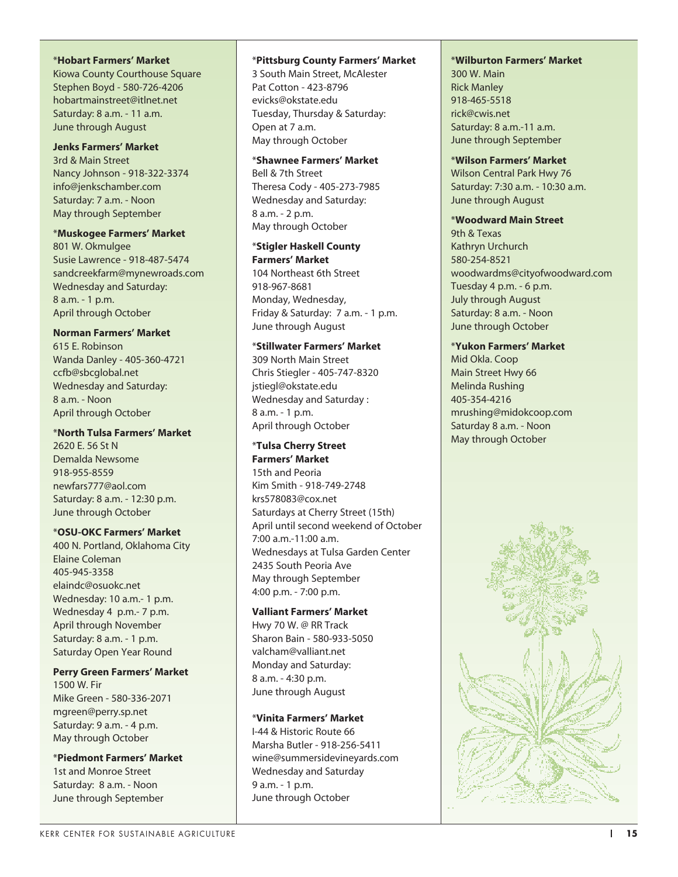*__Hobart Farmers' Market__
Kiowa County Courthouse Square
Stephen Boyd - 580-726-4206
hobartmainstreet@itlnet.net
Saturday: 8 a.m. - 11 a.m.
June through August

**Jenks Farmers' Market**
3rd & Main Street
Nancy Johnson - 918-322-3374
info@jenkschamber.com
Saturday: 7 a.m. - Noon
May through September

*__Muskogee Farmers' Market__
801 W. Okmulgee
Susie Lawrence - 918-487-5474
sandcreekfarm@mynewroads.com
Wednesday and Saturday:
8 a.m. - 1 p.m.
April through October

**Norman Farmers' Market**
615 E. Robinson
Wanda Danley - 405-360-4721
ccfb@sbcglobal.net
Wednesday and Saturday:
8 a.m. - Noon
April through October

*__North Tulsa Farmers' Market__
2620 E. 56 St N
Demalda Newsome
918-955-8559
newfars777@aol.com
Saturday: 8 a.m. - 12:30 p.m.
June through October

*__OSU-OKC Farmers' Market__
400 N. Portland, Oklahoma City
Elaine Coleman
405-945-3358
elaindc@osuokc.net
Wednesday: 10 a.m.- 1 p.m.
Wednesday 4 p.m.- 7 p.m.
April through November
Saturday: 8 a.m. - 1 p.m.
Saturday Open Year Round

**Perry Green Farmers' Market**
1500 W. Fir
Mike Green - 580-336-2071
mgreen@perry.sp.net
Saturday: 9 a.m. - 4 p.m.
May through October

*__Piedmont Farmers' Market__
1st and Monroe Street
Saturday: 8 a.m. - Noon
June through September

*__Pittsburg County Farmers' Market__
3 South Main Street, McAlester
Pat Cotton - 423-8796
evicks@okstate.edu
Tuesday, Thursday & Saturday:
Open at 7 a.m.
May through October

*__Shawnee Farmers' Market__
Bell & 7th Street
Theresa Cody - 405-273-7985
Wednesday and Saturday:
8 a.m. - 2 p.m.
May through October

*__Stigler Haskell County Farmers' Market__
104 Northeast 6th Street
918-967-8681
Monday, Wednesday,
Friday & Saturday: 7 a.m. - 1 p.m.
June through August

*__Stillwater Farmers' Market__
309 North Main Street
Chris Stiegler - 405-747-8320
jstiegl@okstate.edu
Wednesday and Saturday :
8 a.m. - 1 p.m.
April through October

*__Tulsa Cherry Street Farmers' Market__
15th and Peoria
Kim Smith - 918-749-2748
krs578083@cox.net
Saturdays at Cherry Street (15th)
April until second weekend of October
7:00 a.m.-11:00 a.m.
Wednesdays at Tulsa Garden Center
2435 South Peoria Ave
May through September
4:00 p.m. - 7:00 p.m.

**Valliant Farmers' Market**
Hwy 70 W. @ RR Track
Sharon Bain - 580-933-5050
valcham@valliant.net
Monday and Saturday:
8 a.m. - 4:30 p.m.
June through August

*__Vinita Farmers' Market__
I-44 & Historic Route 66
Marsha Butler - 918-256-5411
wine@summersidevineyards.com
Wednesday and Saturday
9 a.m. - 1 p.m.
June through October

*__Wilburton Farmers' Market__
300 W. Main
Rick Manley
918-465-5518
rick@cwis.net
Saturday: 8 a.m.-11 a.m.
June through September

*__Wilson Farmers' Market__
Wilson Central Park Hwy 76
Saturday: 7:30 a.m. - 10:30 a.m.
June through August

*__Woodward Main Street__
9th & Texas
Kathryn Urchurch
580-254-8521
woodwardms@cityofwoodward.com
Tuesday 4 p.m. - 6 p.m.
July through August
Saturday: 8 a.m. - Noon
June through October

*__Yukon Farmers' Market__
Mid Okla. Coop
Main Street Hwy 66
Melinda Rushing
405-354-4216
mrushing@midokcoop.com
Saturday 8 a.m. - Noon
May through October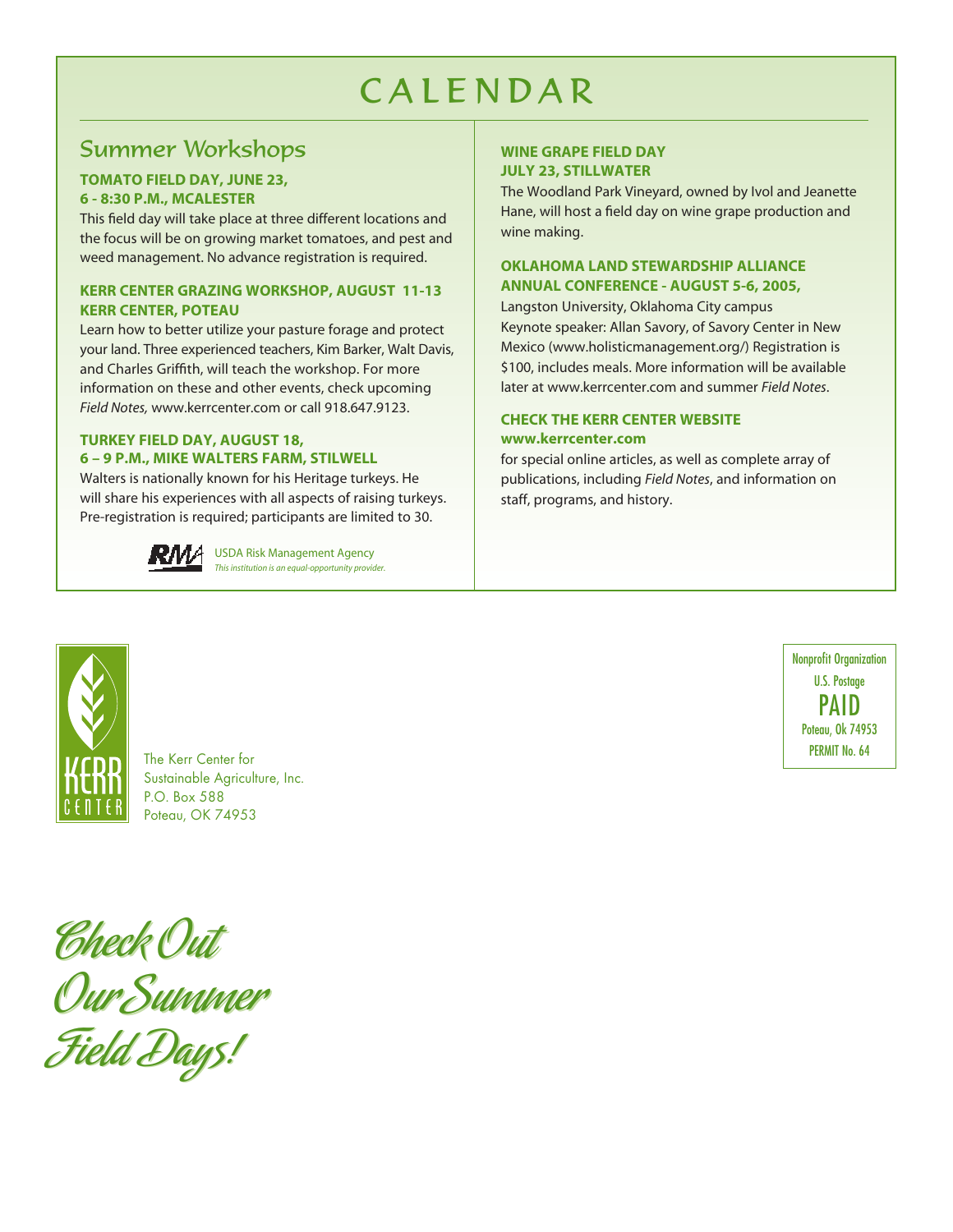# CALENDAR

## Summer Workshops

**TOMATO FIELD DAY, JUNE 23, 6 - 8:30 P.M., MCALESTER**

This field day will take place at three different locations and the focus will be on growing market tomatoes, and pest and weed management. No advance registration is required.

**KERR CENTER GRAZING WORKSHOP, AUGUST 11-13 KERR CENTER, POTEAU**

Learn how to better utilize your pasture forage and protect your land. Three experienced teachers, Kim Barker, Walt Davis, and Charles Griffith, will teach the workshop. For more information on these and other events, check upcoming *Field Notes,* www.kerrcenter.com or call 918.647.9123.

**TURKEY FIELD DAY, AUGUST 18, 6 – 9 P.M., MIKE WALTERS FARM, STILWELL**

Walters is nationally known for his Heritage turkeys. He will share his experiences with all aspects of raising turkeys. Pre-registration is required; participants are limited to 30.

USDA Risk Management Agency
*This institution is an equal-opportunity provider.*

**WINE GRAPE FIELD DAY JULY 23, STILLWATER**

The Woodland Park Vineyard, owned by Ivol and Jeanette Hane, will host a field day on wine grape production and wine making.

**OKLAHOMA LAND STEWARDSHIP ALLIANCE ANNUAL CONFERENCE - AUGUST 5-6, 2005,**

Langston University, Oklahoma City campus
Keynote speaker: Allan Savory, of Savory Center in New Mexico (www.holisticmanagement.org/) Registration is $100, includes meals. More information will be available later at www.kerrcenter.com and summer *Field Notes*.

**CHECK THE KERR CENTER WEBSITE www.kerrcenter.com**

for special online articles, as well as complete array of publications, including *Field Notes*, and information on staff, programs, and history.

KERR CENTER

The Kerr Center for
Sustainable Agriculture, Inc.
P.O. Box 588
Poteau, OK 74953

Nonprofit Organization
U.S. Postage
PAID
Poteau, Ok 74953
PERMIT No. 64

Check Out Our Summer Field Days!